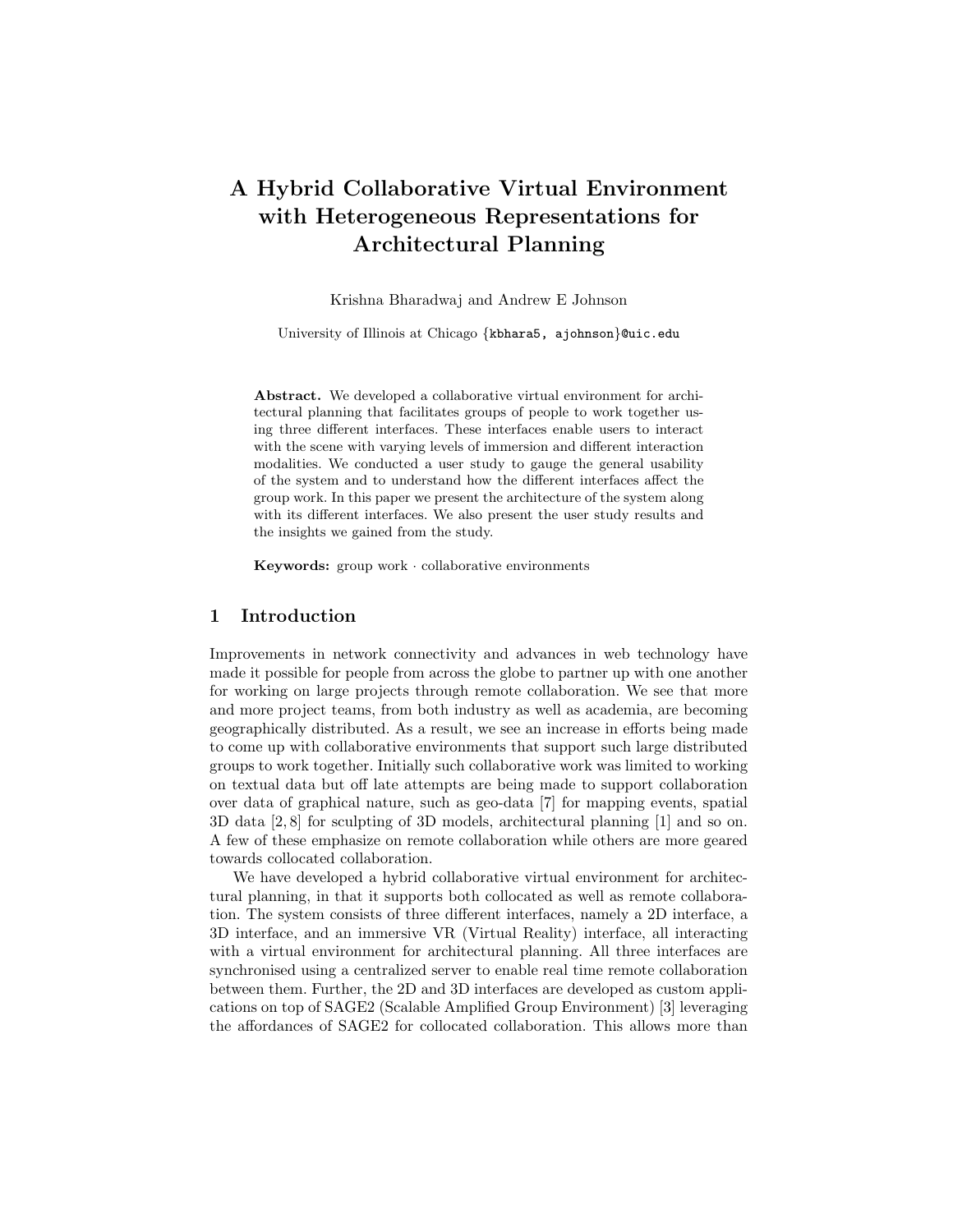# A Hybrid Collaborative Virtual Environment with Heterogeneous Representations for Architectural Planning

Krishna Bharadwaj and Andrew E Johnson

University of Illinois at Chicago {kbhara5, ajohnson}@uic.edu

**Abstract.** We developed a collaborative virtual environment for architectural planning that facilitates groups of people to work together using three different interfaces. These interfaces enable users to interact with the scene with varying levels of immersion and different interaction modalities. We conducted a user study to gauge the general usability of the system and to understand how the different interfaces affect the group work. In this paper we present the architecture of the system along with its different interfaces. We also present the user study results and the insights we gained from the study.

**Keywords:** group work · collaborative environments

## 1 Introduction

Improvements in network connectivity and advances in web technology have made it possible for people from across the globe to partner up with one another for working on large projects through remote collaboration. We see that more and more project teams, from both industry as well as academia, are becoming geographically distributed. As a result, we see an increase in efforts being made to come up with collaborative environments that support such large distributed groups to work together. Initially such collaborative work was limited to working on textual data but off late attempts are being made to support collaboration over data of graphical nature, such as geo-data [7] for mapping events, spatial 3D data [2, 8] for sculpting of 3D models, architectural planning [1] and so on. A few of these emphasize on remote collaboration while others are more geared towards collocated collaboration.

We have developed a hybrid collaborative virtual environment for architectural planning, in that it supports both collocated as well as remote collaboration. The system consists of three different interfaces, namely a 2D interface, a 3D interface, and an immersive VR (Virtual Reality) interface, all interacting with a virtual environment for architectural planning. All three interfaces are synchronised using a centralized server to enable real time remote collaboration between them. Further, the 2D and 3D interfaces are developed as custom applications on top of SAGE2 (Scalable Amplified Group Environment) [3] leveraging the affordances of SAGE2 for collocated collaboration. This allows more than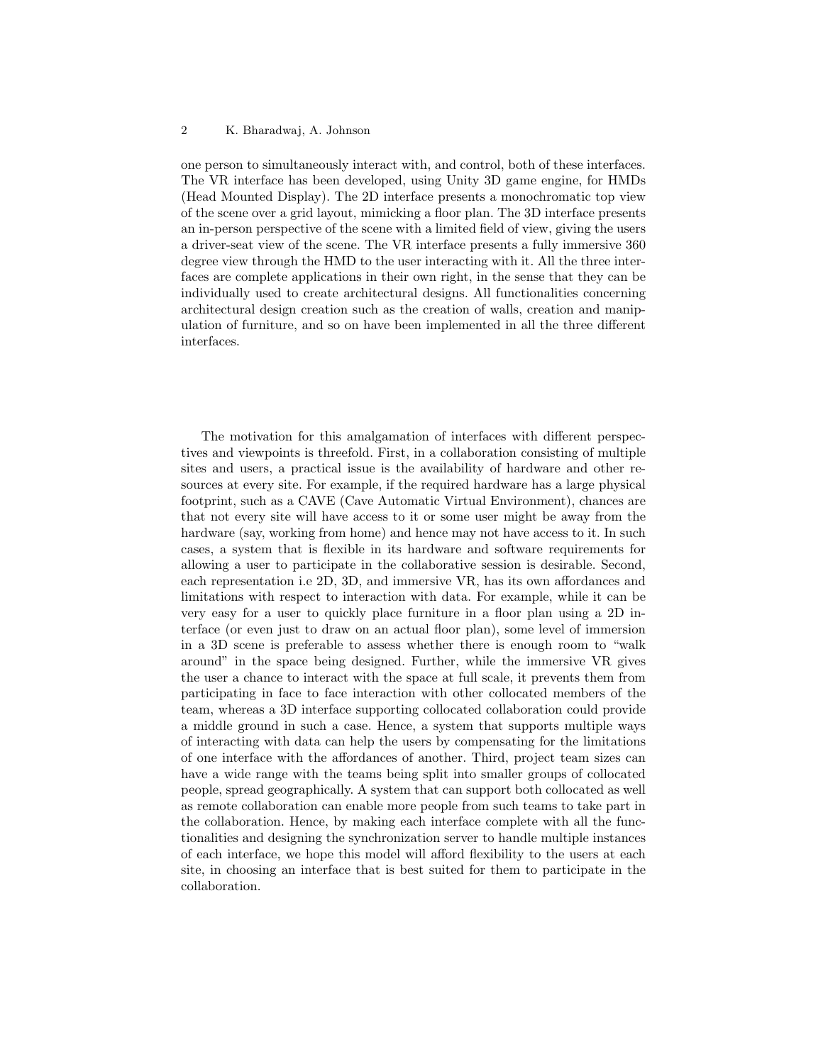one person to simultaneously interact with, and control, both of these interfaces. The VR interface has been developed, using Unity 3D game engine, for HMDs (Head Mounted Display). The 2D interface presents a monochromatic top view of the scene over a grid layout, mimicking a floor plan. The 3D interface presents an in-person perspective of the scene with a limited field of view, giving the users a driver-seat view of the scene. The VR interface presents a fully immersive 360 degree view through the HMD to the user interacting with it. All the three interfaces are complete applications in their own right, in the sense that they can be individually used to create architectural designs. All functionalities concerning architectural design creation such as the creation of walls, creation and manipulation of furniture, and so on have been implemented in all the three different interfaces.

The motivation for this amalgamation of interfaces with different perspectives and viewpoints is threefold. First, in a collaboration consisting of multiple sites and users, a practical issue is the availability of hardware and other resources at every site. For example, if the required hardware has a large physical footprint, such as a CAVE (Cave Automatic Virtual Environment), chances are that not every site will have access to it or some user might be away from the hardware (say, working from home) and hence may not have access to it. In such cases, a system that is flexible in its hardware and software requirements for allowing a user to participate in the collaborative session is desirable. Second, each representation i.e 2D, 3D, and immersive VR, has its own affordances and limitations with respect to interaction with data. For example, while it can be very easy for a user to quickly place furniture in a floor plan using a 2D interface (or even just to draw on an actual floor plan), some level of immersion in a 3D scene is preferable to assess whether there is enough room to "walk around" in the space being designed. Further, while the immersive VR gives the user a chance to interact with the space at full scale, it prevents them from participating in face to face interaction with other collocated members of the team, whereas a 3D interface supporting collocated collaboration could provide a middle ground in such a case. Hence, a system that supports multiple ways of interacting with data can help the users by compensating for the limitations of one interface with the affordances of another. Third, project team sizes can have a wide range with the teams being split into smaller groups of collocated people, spread geographically. A system that can support both collocated as well as remote collaboration can enable more people from such teams to take part in the collaboration. Hence, by making each interface complete with all the functionalities and designing the synchronization server to handle multiple instances of each interface, we hope this model will afford flexibility to the users at each site, in choosing an interface that is best suited for them to participate in the collaboration.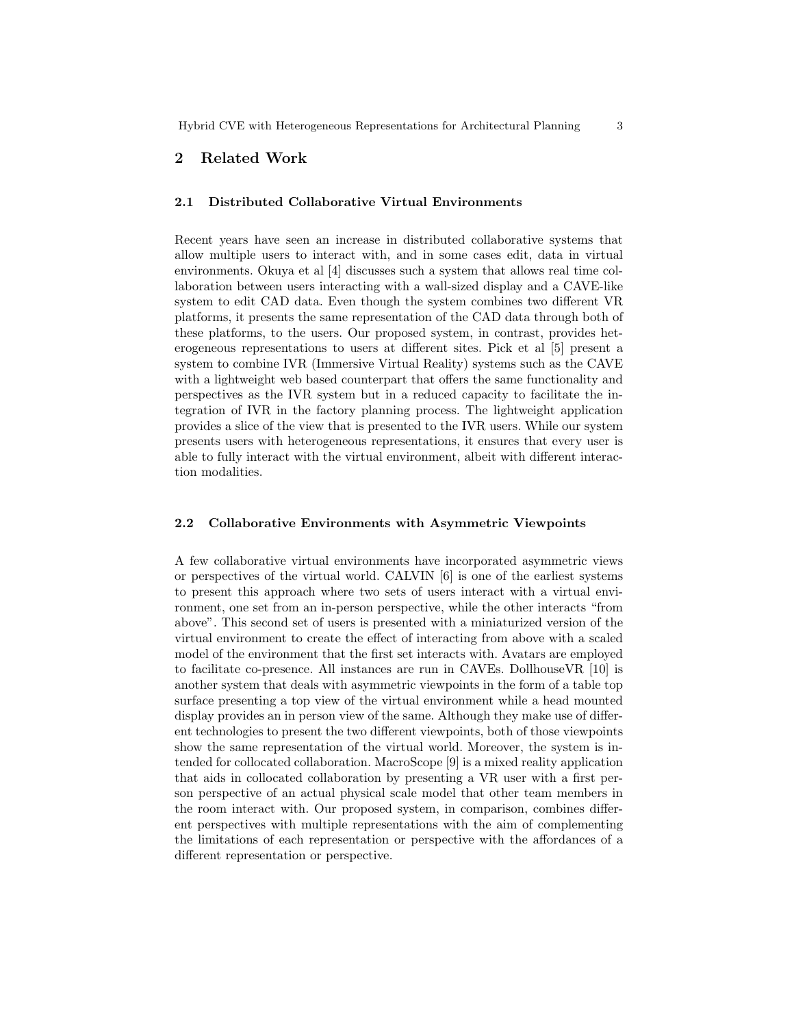## 2 Related Work

### 2.1 Distributed Collaborative Virtual Environments

Recent years have seen an increase in distributed collaborative systems that allow multiple users to interact with, and in some cases edit, data in virtual environments. Okuya et al [4] discusses such a system that allows real time collaboration between users interacting with a wall-sized display and a CAVE-like system to edit CAD data. Even though the system combines two different VR platforms, it presents the same representation of the CAD data through both of these platforms, to the users. Our proposed system, in contrast, provides heterogeneous representations to users at different sites. Pick et al [5] present a system to combine IVR (Immersive Virtual Reality) systems such as the CAVE with a lightweight web based counterpart that offers the same functionality and perspectives as the IVR system but in a reduced capacity to facilitate the integration of IVR in the factory planning process. The lightweight application provides a slice of the view that is presented to the IVR users. While our system presents users with heterogeneous representations, it ensures that every user is able to fully interact with the virtual environment, albeit with different interaction modalities.

### 2.2 Collaborative Environments with Asymmetric Viewpoints

A few collaborative virtual environments have incorporated asymmetric views or perspectives of the virtual world. CALVIN [6] is one of the earliest systems to present this approach where two sets of users interact with a virtual environment, one set from an in-person perspective, while the other interacts "from above". This second set of users is presented with a miniaturized version of the virtual environment to create the effect of interacting from above with a scaled model of the environment that the first set interacts with. Avatars are employed to facilitate co-presence. All instances are run in CAVEs. DollhouseVR [10] is another system that deals with asymmetric viewpoints in the form of a table top surface presenting a top view of the virtual environment while a head mounted display provides an in person view of the same. Although they make use of different technologies to present the two different viewpoints, both of those viewpoints show the same representation of the virtual world. Moreover, the system is intended for collocated collaboration. MacroScope [9] is a mixed reality application that aids in collocated collaboration by presenting a VR user with a first person perspective of an actual physical scale model that other team members in the room interact with. Our proposed system, in comparison, combines different perspectives with multiple representations with the aim of complementing the limitations of each representation or perspective with the affordances of a different representation or perspective.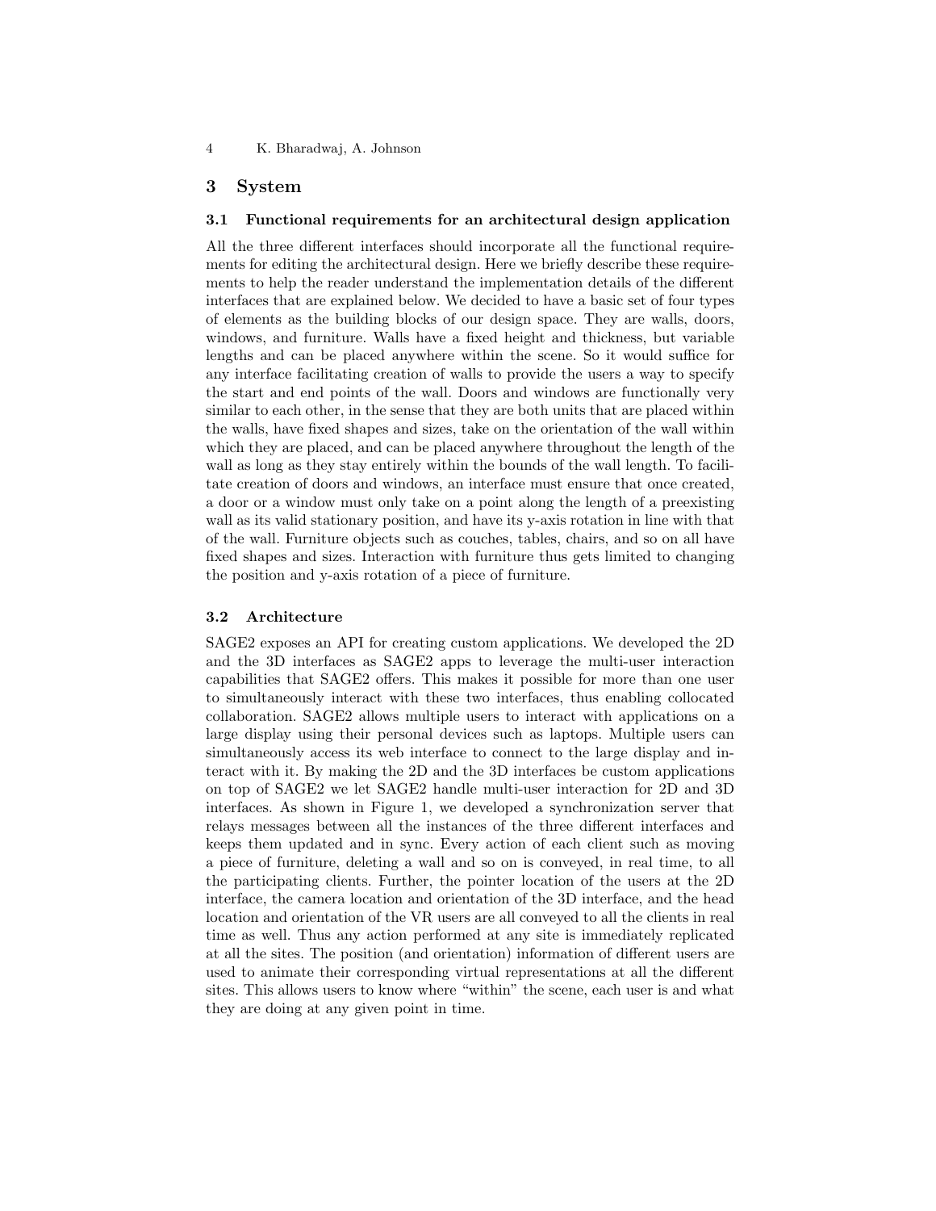## 3 System

### 3.1 Functional requirements for an architectural design application

All the three different interfaces should incorporate all the functional requirements for editing the architectural design. Here we briefly describe these requirements to help the reader understand the implementation details of the different interfaces that are explained below. We decided to have a basic set of four types of elements as the building blocks of our design space. They are walls, doors, windows, and furniture. Walls have a fixed height and thickness, but variable lengths and can be placed anywhere within the scene. So it would suffice for any interface facilitating creation of walls to provide the users a way to specify the start and end points of the wall. Doors and windows are functionally very similar to each other, in the sense that they are both units that are placed within the walls, have fixed shapes and sizes, take on the orientation of the wall within which they are placed, and can be placed anywhere throughout the length of the wall as long as they stay entirely within the bounds of the wall length. To facilitate creation of doors and windows, an interface must ensure that once created, a door or a window must only take on a point along the length of a preexisting wall as its valid stationary position, and have its y-axis rotation in line with that of the wall. Furniture objects such as couches, tables, chairs, and so on all have fixed shapes and sizes. Interaction with furniture thus gets limited to changing the position and y-axis rotation of a piece of furniture.

### 3.2 Architecture

SAGE2 exposes an API for creating custom applications. We developed the 2D and the 3D interfaces as SAGE2 apps to leverage the multi-user interaction capabilities that SAGE2 offers. This makes it possible for more than one user to simultaneously interact with these two interfaces, thus enabling collocated collaboration. SAGE2 allows multiple users to interact with applications on a large display using their personal devices such as laptops. Multiple users can simultaneously access its web interface to connect to the large display and interact with it. By making the 2D and the 3D interfaces be custom applications on top of SAGE2 we let SAGE2 handle multi-user interaction for 2D and 3D interfaces. As shown in Figure 1, we developed a synchronization server that relays messages between all the instances of the three different interfaces and keeps them updated and in sync. Every action of each client such as moving a piece of furniture, deleting a wall and so on is conveyed, in real time, to all the participating clients. Further, the pointer location of the users at the 2D interface, the camera location and orientation of the 3D interface, and the head location and orientation of the VR users are all conveyed to all the clients in real time as well. Thus any action performed at any site is immediately replicated at all the sites. The position (and orientation) information of different users are used to animate their corresponding virtual representations at all the different sites. This allows users to know where "within" the scene, each user is and what they are doing at any given point in time.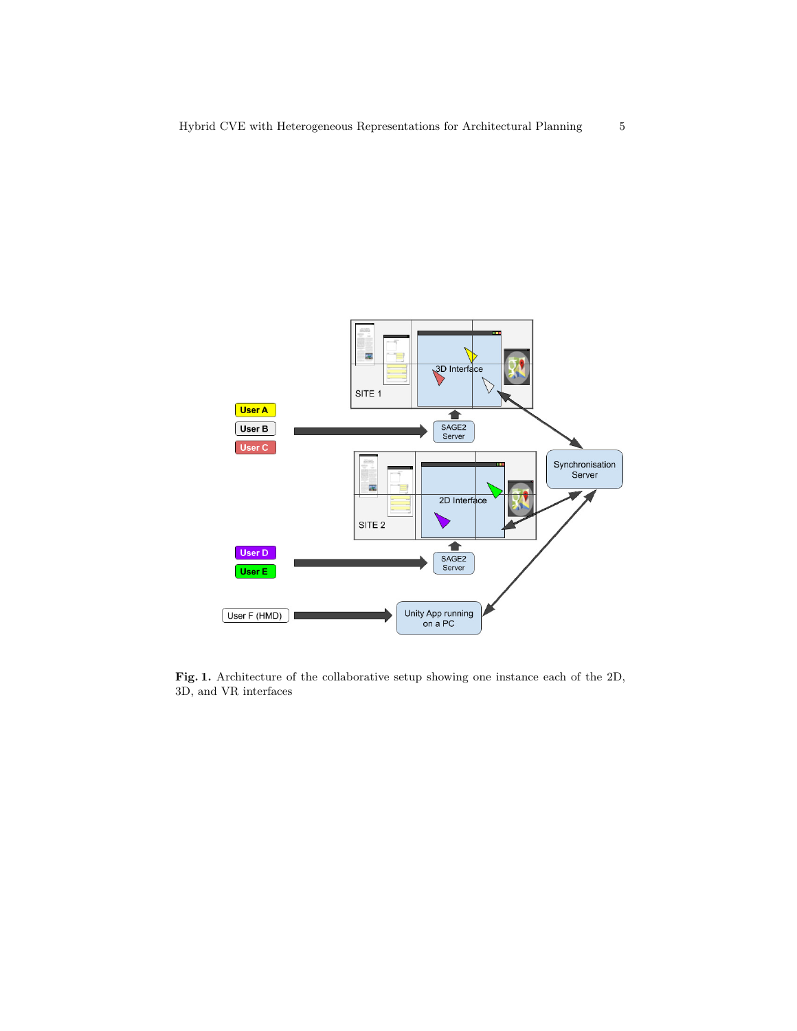**Fig. 1.** Architecture of the collaborative setup showing one instance each of the 2D, 3D, and VR interfaces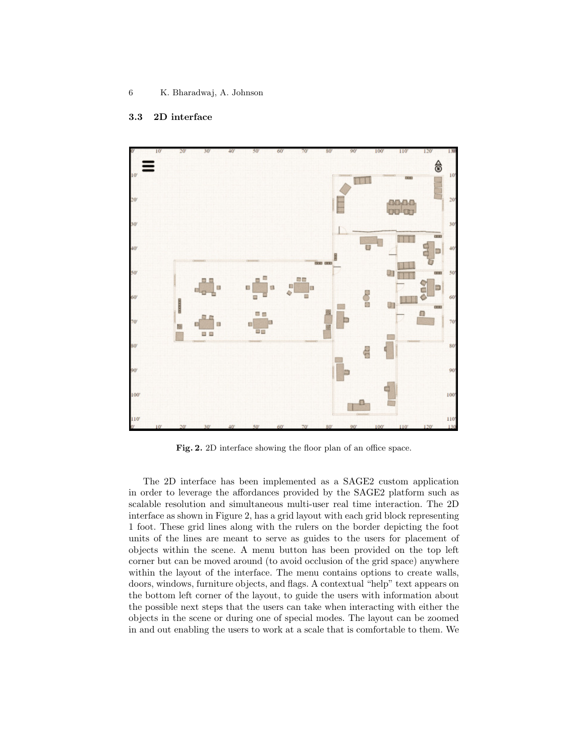### 3.3 2D interface

Fig. 2. 2D interface showing the floor plan of an office space.

The 2D interface has been implemented as a SAGE2 custom application in order to leverage the affordances provided by the SAGE2 platform such as scalable resolution and simultaneous multi-user real time interaction. The 2D interface as shown in Figure 2, has a grid layout with each grid block representing 1 foot. These grid lines along with the rulers on the border depicting the foot units of the lines are meant to serve as guides to the users for placement of objects within the scene. A menu button has been provided on the top left corner but can be moved around (to avoid occlusion of the grid space) anywhere within the layout of the interface. The menu contains options to create walls, doors, windows, furniture objects, and flags. A contextual "help" text appears on the bottom left corner of the layout, to guide the users with information about the possible next steps that the users can take when interacting with either the objects in the scene or during one of special modes. The layout can be zoomed in and out enabling the users to work at a scale that is comfortable to them. We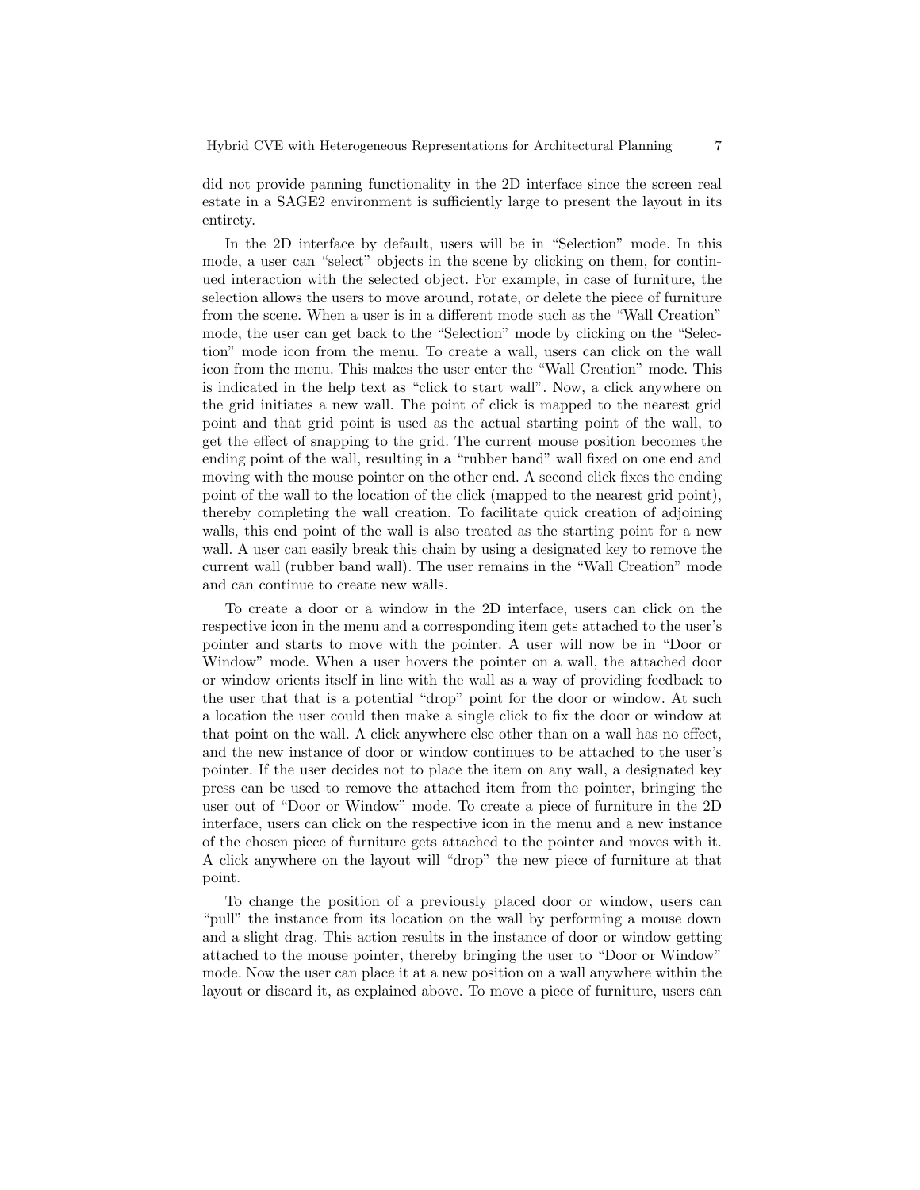did not provide panning functionality in the 2D interface since the screen real estate in a SAGE2 environment is sufficiently large to present the layout in its entirety.

In the 2D interface by default, users will be in "Selection" mode. In this mode, a user can "select" objects in the scene by clicking on them, for continued interaction with the selected object. For example, in case of furniture, the selection allows the users to move around, rotate, or delete the piece of furniture from the scene. When a user is in a different mode such as the "Wall Creation" mode, the user can get back to the "Selection" mode by clicking on the "Selection" mode icon from the menu. To create a wall, users can click on the wall icon from the menu. This makes the user enter the "Wall Creation" mode. This is indicated in the help text as "click to start wall". Now, a click anywhere on the grid initiates a new wall. The point of click is mapped to the nearest grid point and that grid point is used as the actual starting point of the wall, to get the effect of snapping to the grid. The current mouse position becomes the ending point of the wall, resulting in a "rubber band" wall fixed on one end and moving with the mouse pointer on the other end. A second click fixes the ending point of the wall to the location of the click (mapped to the nearest grid point), thereby completing the wall creation. To facilitate quick creation of adjoining walls, this end point of the wall is also treated as the starting point for a new wall. A user can easily break this chain by using a designated key to remove the current wall (rubber band wall). The user remains in the "Wall Creation" mode and can continue to create new walls.

To create a door or a window in the 2D interface, users can click on the respective icon in the menu and a corresponding item gets attached to the user's pointer and starts to move with the pointer. A user will now be in "Door or Window" mode. When a user hovers the pointer on a wall, the attached door or window orients itself in line with the wall as a way of providing feedback to the user that that is a potential "drop" point for the door or window. At such a location the user could then make a single click to fix the door or window at that point on the wall. A click anywhere else other than on a wall has no effect, and the new instance of door or window continues to be attached to the user's pointer. If the user decides not to place the item on any wall, a designated key press can be used to remove the attached item from the pointer, bringing the user out of "Door or Window" mode. To create a piece of furniture in the 2D interface, users can click on the respective icon in the menu and a new instance of the chosen piece of furniture gets attached to the pointer and moves with it. A click anywhere on the layout will "drop" the new piece of furniture at that point.

To change the position of a previously placed door or window, users can "pull" the instance from its location on the wall by performing a mouse down and a slight drag. This action results in the instance of door or window getting attached to the mouse pointer, thereby bringing the user to "Door or Window" mode. Now the user can place it at a new position on a wall anywhere within the layout or discard it, as explained above. To move a piece of furniture, users can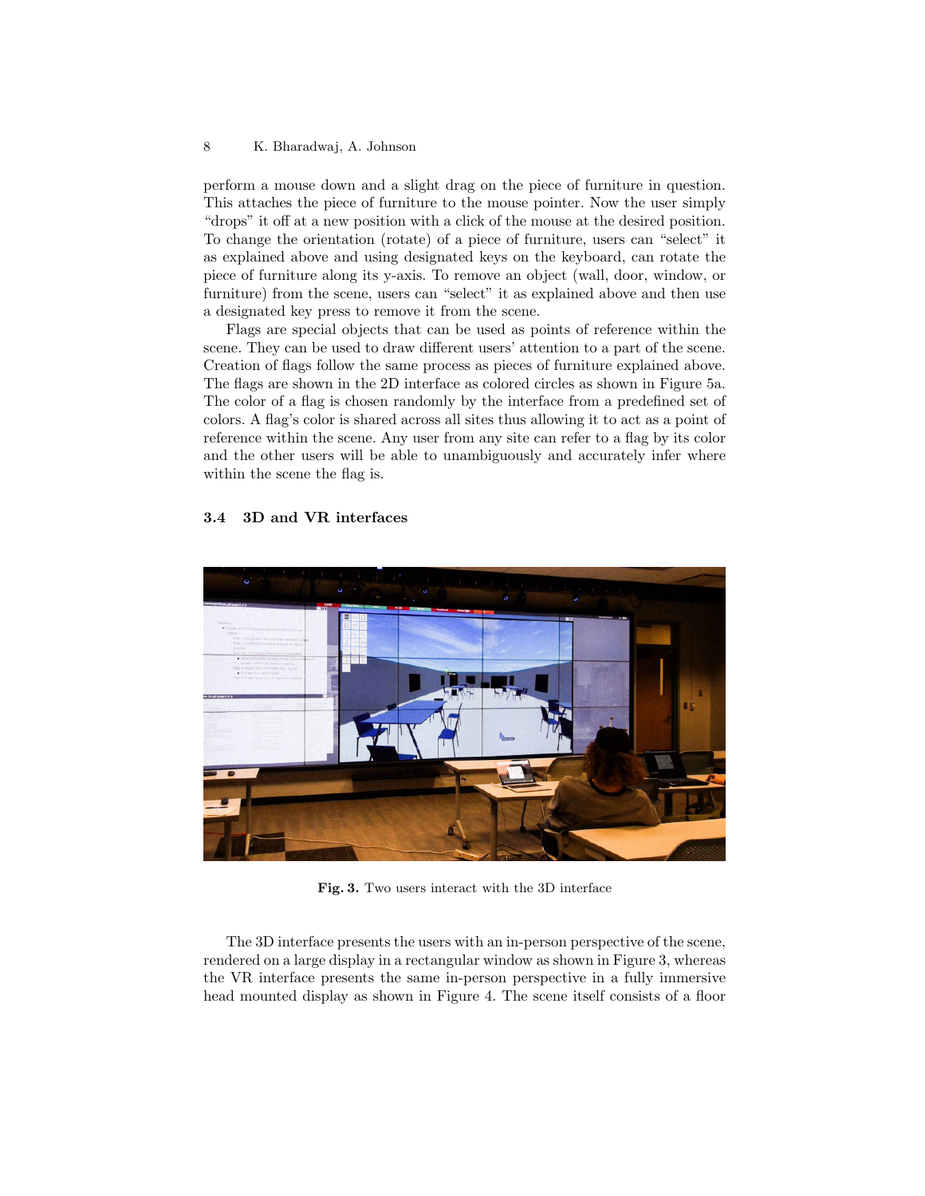perform a mouse down and a slight drag on the piece of furniture in question. This attaches the piece of furniture to the mouse pointer. Now the user simply "drops" it off at a new position with a click of the mouse at the desired position. To change the orientation (rotate) of a piece of furniture, users can "select" it as explained above and using designated keys on the keyboard, can rotate the piece of furniture along its y-axis. To remove an object (wall, door, window, or furniture) from the scene, users can "select" it as explained above and then use a designated key press to remove it from the scene.

Flags are special objects that can be used as points of reference within the scene. They can be used to draw different users' attention to a part of the scene. Creation of flags follow the same process as pieces of furniture explained above. The flags are shown in the 2D interface as colored circles as shown in Figure 5a. The color of a flag is chosen randomly by the interface from a predefined set of colors. A flag's color is shared across all sites thus allowing it to act as a point of reference within the scene. Any user from any site can refer to a flag by its color and the other users will be able to unambiguously and accurately infer where within the scene the flag is.

### 3.4 3D and VR interfaces

**Fig. 3.** Two users interact with the 3D interface

The 3D interface presents the users with an in-person perspective of the scene, rendered on a large display in a rectangular window as shown in Figure 3, whereas the VR interface presents the same in-person perspective in a fully immersive head mounted display as shown in Figure 4. The scene itself consists of a floor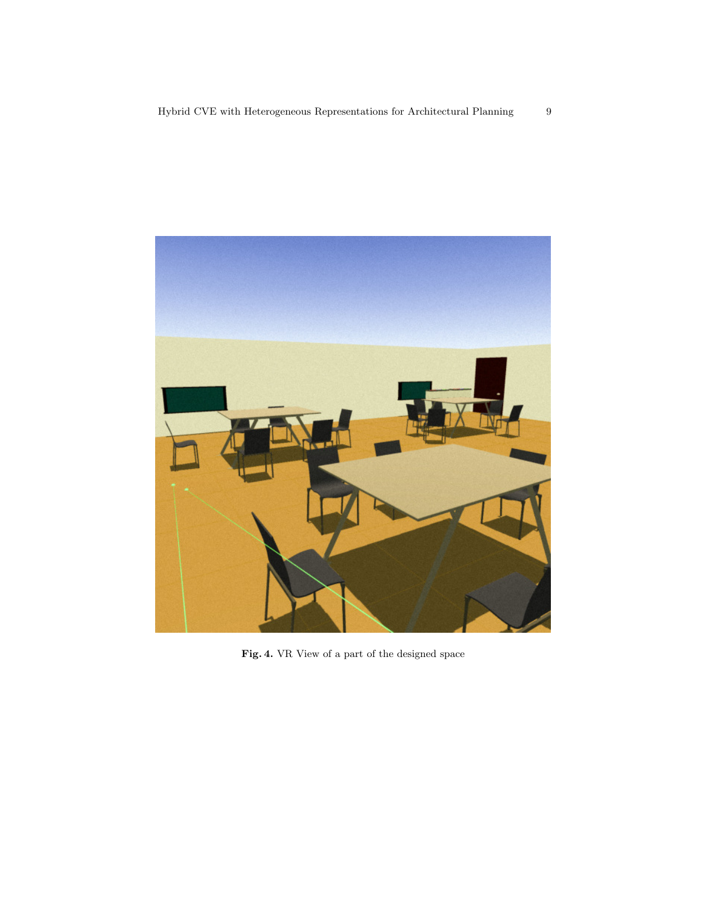**Fig. 4.** VR View of a part of the designed space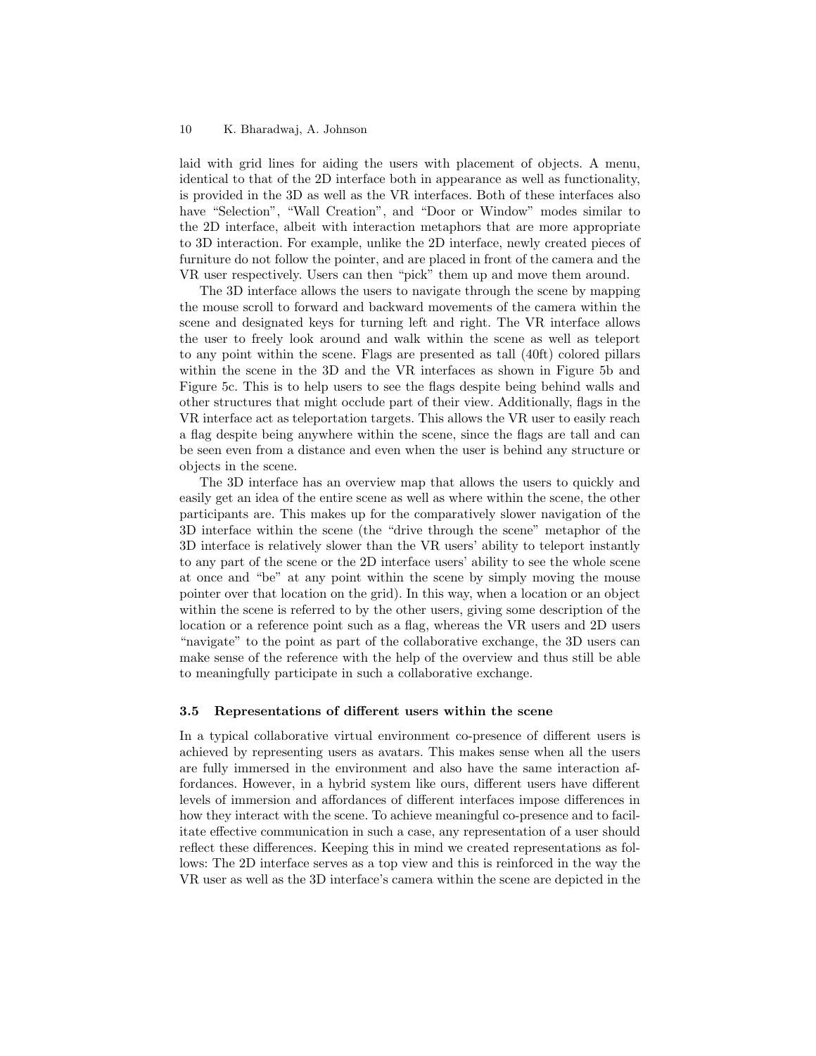laid with grid lines for aiding the users with placement of objects. A menu, identical to that of the 2D interface both in appearance as well as functionality, is provided in the 3D as well as the VR interfaces. Both of these interfaces also have "Selection", "Wall Creation", and "Door or Window" modes similar to the 2D interface, albeit with interaction metaphors that are more appropriate to 3D interaction. For example, unlike the 2D interface, newly created pieces of furniture do not follow the pointer, and are placed in front of the camera and the VR user respectively. Users can then "pick" them up and move them around.

The 3D interface allows the users to navigate through the scene by mapping the mouse scroll to forward and backward movements of the camera within the scene and designated keys for turning left and right. The VR interface allows the user to freely look around and walk within the scene as well as teleport to any point within the scene. Flags are presented as tall (40ft) colored pillars within the scene in the 3D and the VR interfaces as shown in Figure 5b and Figure 5c. This is to help users to see the flags despite being behind walls and other structures that might occlude part of their view. Additionally, flags in the VR interface act as teleportation targets. This allows the VR user to easily reach a flag despite being anywhere within the scene, since the flags are tall and can be seen even from a distance and even when the user is behind any structure or objects in the scene.

The 3D interface has an overview map that allows the users to quickly and easily get an idea of the entire scene as well as where within the scene, the other participants are. This makes up for the comparatively slower navigation of the 3D interface within the scene (the "drive through the scene" metaphor of the 3D interface is relatively slower than the VR users' ability to teleport instantly to any part of the scene or the 2D interface users' ability to see the whole scene at once and "be" at any point within the scene by simply moving the mouse pointer over that location on the grid). In this way, when a location or an object within the scene is referred to by the other users, giving some description of the location or a reference point such as a flag, whereas the VR users and 2D users "navigate" to the point as part of the collaborative exchange, the 3D users can make sense of the reference with the help of the overview and thus still be able to meaningfully participate in such a collaborative exchange.

### 3.5 Representations of different users within the scene

In a typical collaborative virtual environment co-presence of different users is achieved by representing users as avatars. This makes sense when all the users are fully immersed in the environment and also have the same interaction affordances. However, in a hybrid system like ours, different users have different levels of immersion and affordances of different interfaces impose differences in how they interact with the scene. To achieve meaningful co-presence and to facilitate effective communication in such a case, any representation of a user should reflect these differences. Keeping this in mind we created representations as follows: The 2D interface serves as a top view and this is reinforced in the way the VR user as well as the 3D interface's camera within the scene are depicted in the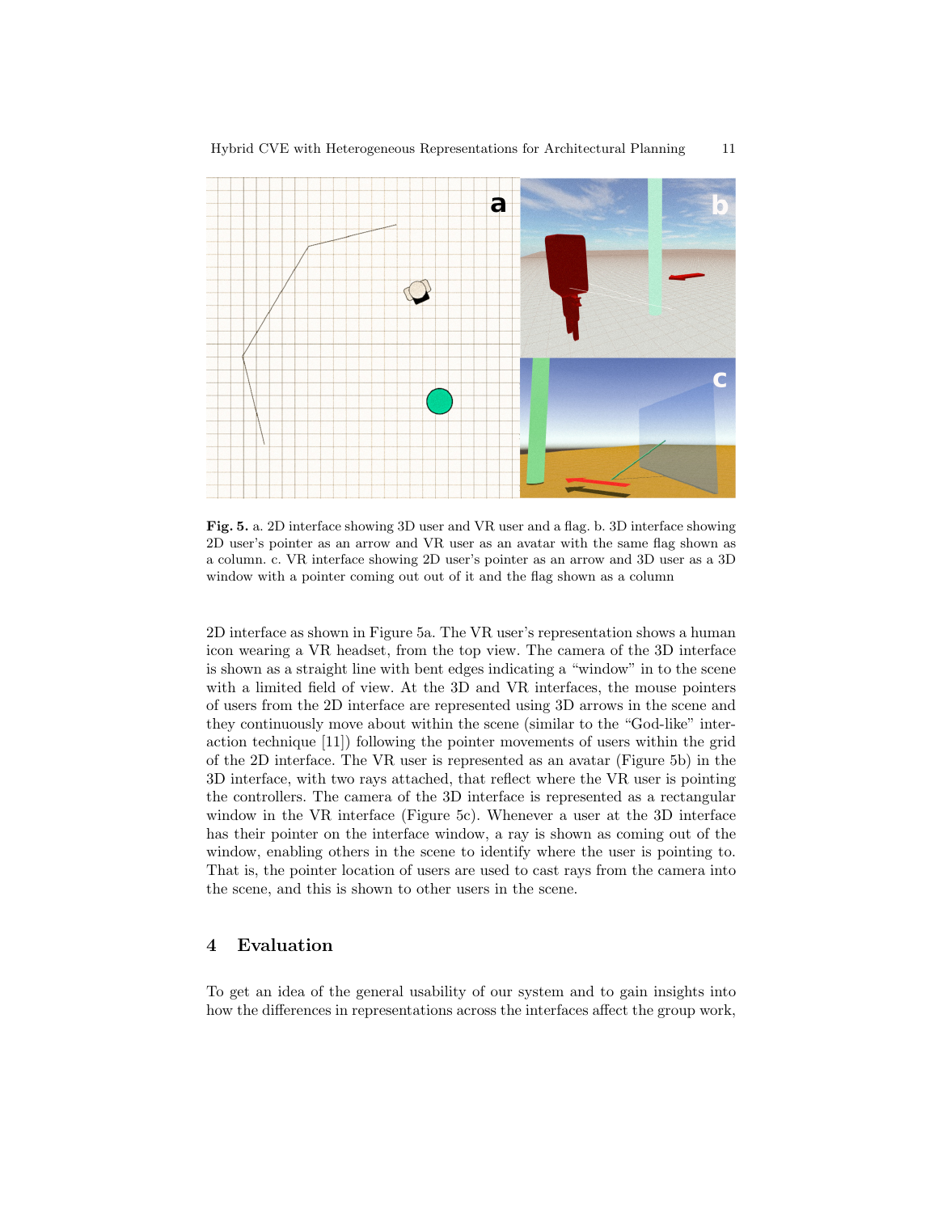**Fig. 5.** a. 2D interface showing 3D user and VR user and a flag. b. 3D interface showing 2D user's pointer as an arrow and VR user as an avatar with the same flag shown as a column. c. VR interface showing 2D user's pointer as an arrow and 3D user as a 3D window with a pointer coming out out of it and the flag shown as a column

2D interface as shown in Figure 5a. The VR user's representation shows a human icon wearing a VR headset, from the top view. The camera of the 3D interface is shown as a straight line with bent edges indicating a "window" in to the scene with a limited field of view. At the 3D and VR interfaces, the mouse pointers of users from the 2D interface are represented using 3D arrows in the scene and they continuously move about within the scene (similar to the "God-like" interaction technique [11]) following the pointer movements of users within the grid of the 2D interface. The VR user is represented as an avatar (Figure 5b) in the 3D interface, with two rays attached, that reflect where the VR user is pointing the controllers. The camera of the 3D interface is represented as a rectangular window in the VR interface (Figure 5c). Whenever a user at the 3D interface has their pointer on the interface window, a ray is shown as coming out of the window, enabling others in the scene to identify where the user is pointing to. That is, the pointer location of users are used to cast rays from the camera into the scene, and this is shown to other users in the scene.

## 4 Evaluation

To get an idea of the general usability of our system and to gain insights into how the differences in representations across the interfaces affect the group work,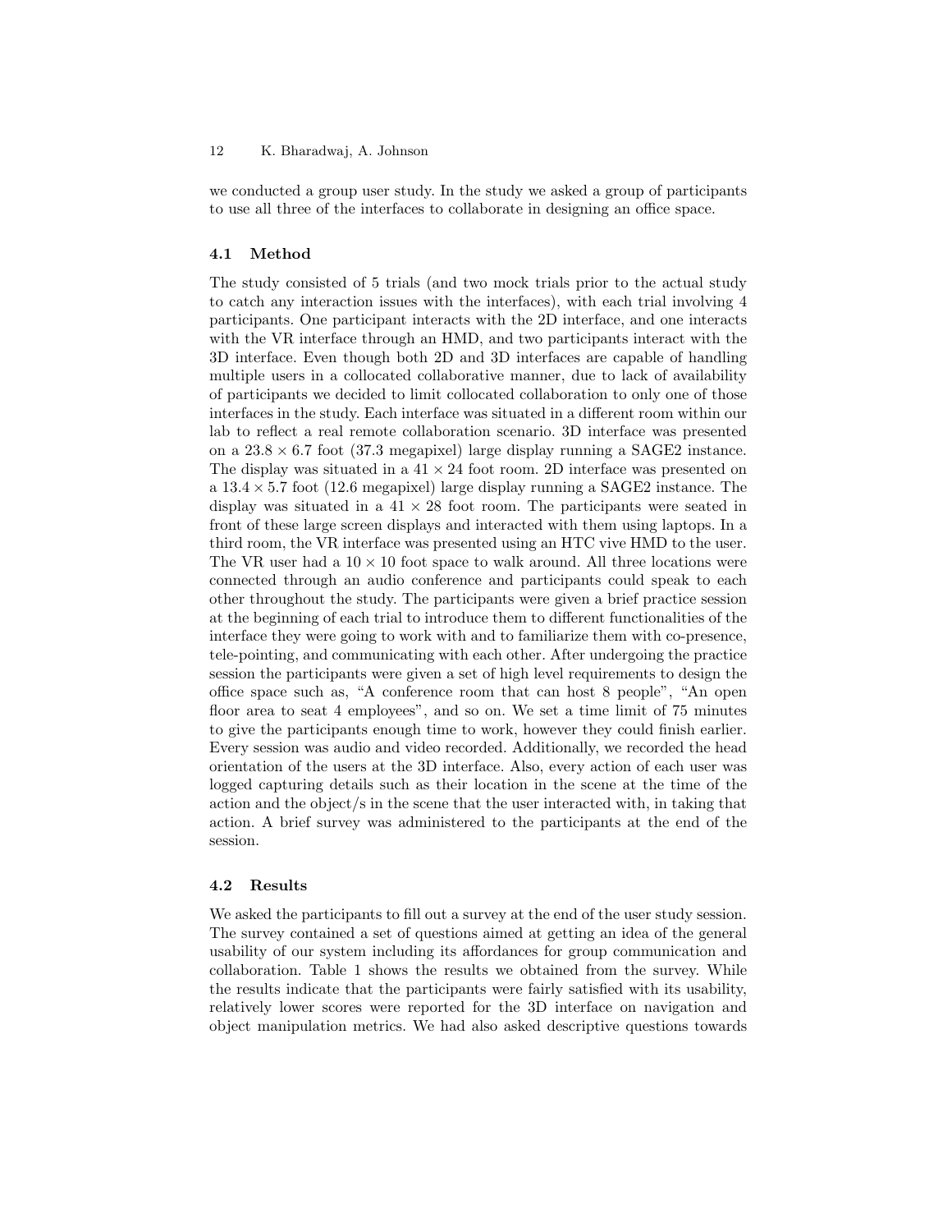we conducted a group user study. In the study we asked a group of participants to use all three of the interfaces to collaborate in designing an office space.

### 4.1 Method

The study consisted of 5 trials (and two mock trials prior to the actual study to catch any interaction issues with the interfaces), with each trial involving 4 participants. One participant interacts with the 2D interface, and one interacts with the VR interface through an HMD, and two participants interact with the 3D interface. Even though both 2D and 3D interfaces are capable of handling multiple users in a collocated collaborative manner, due to lack of availability of participants we decided to limit collocated collaboration to only one of those interfaces in the study. Each interface was situated in a different room within our lab to reflect a real remote collaboration scenario. 3D interface was presented on a $23.8 \times 6.7$ foot (37.3 megapixel) large display running a SAGE2 instance. The display was situated in a $41 \times 24$ foot room. 2D interface was presented on a $13.4 \times 5.7$ foot (12.6 megapixel) large display running a SAGE2 instance. The display was situated in a $41 \times 28$ foot room. The participants were seated in front of these large screen displays and interacted with them using laptops. In a third room, the VR interface was presented using an HTC vive HMD to the user. The VR user had a $10 \times 10$ foot space to walk around. All three locations were connected through an audio conference and participants could speak to each other throughout the study. The participants were given a brief practice session at the beginning of each trial to introduce them to different functionalities of the interface they were going to work with and to familiarize them with co-presence, tele-pointing, and communicating with each other. After undergoing the practice session the participants were given a set of high level requirements to design the office space such as, "A conference room that can host 8 people", "An open floor area to seat 4 employees", and so on. We set a time limit of 75 minutes to give the participants enough time to work, however they could finish earlier. Every session was audio and video recorded. Additionally, we recorded the head orientation of the users at the 3D interface. Also, every action of each user was logged capturing details such as their location in the scene at the time of the action and the object/s in the scene that the user interacted with, in taking that action. A brief survey was administered to the participants at the end of the session.

### 4.2 Results

We asked the participants to fill out a survey at the end of the user study session. The survey contained a set of questions aimed at getting an idea of the general usability of our system including its affordances for group communication and collaboration. Table 1 shows the results we obtained from the survey. While the results indicate that the participants were fairly satisfied with its usability, relatively lower scores were reported for the 3D interface on navigation and object manipulation metrics. We had also asked descriptive questions towards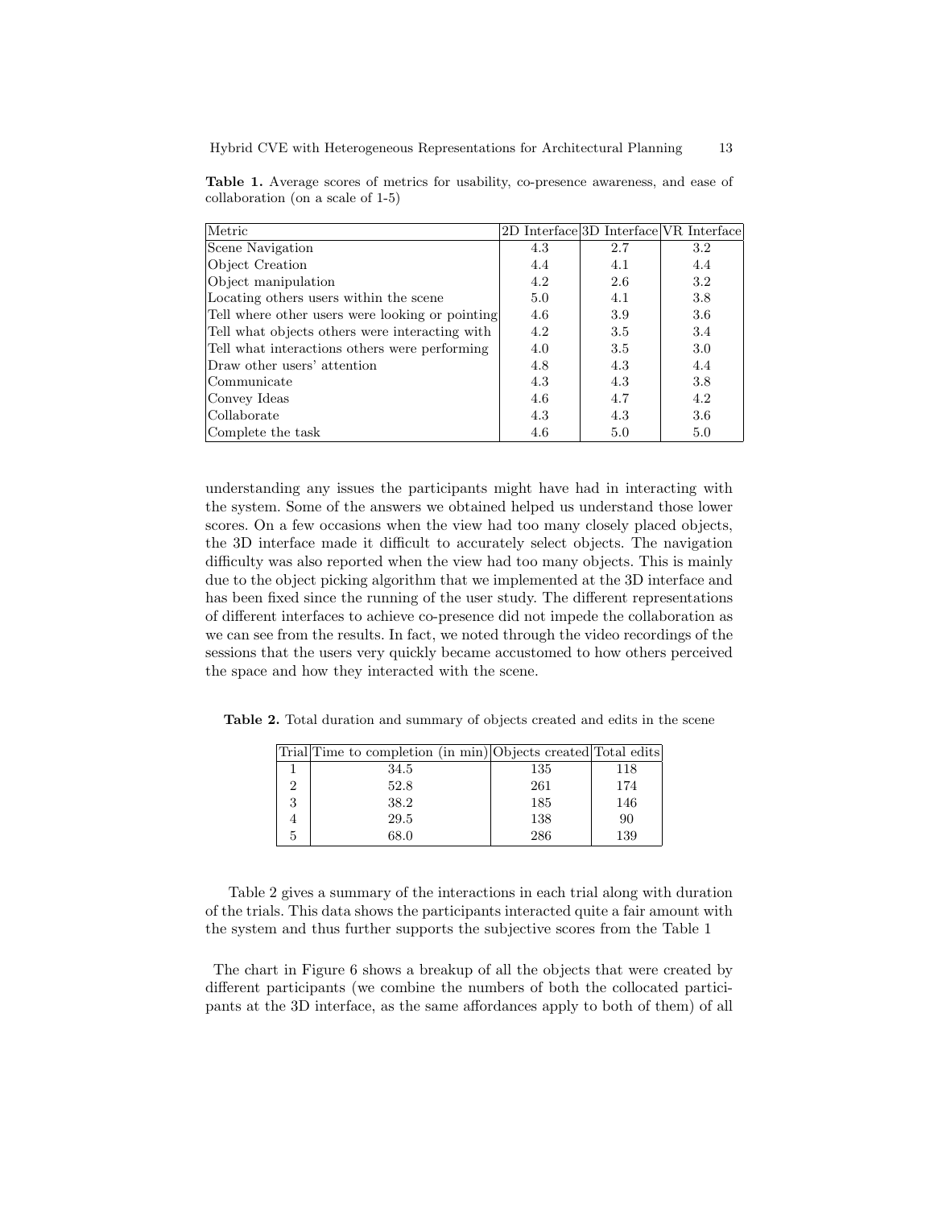**Table 1.** Average scores of metrics for usability, co-presence awareness, and ease of collaboration (on a scale of 1-5)

| Metric | 2D Interface | 3D Interface | VR Interface |
|---|---|---|---|
| Scene Navigation | 4.3 | 2.7 | 3.2 |
| Object Creation | 4.4 | 4.1 | 4.4 |
| Object manipulation | 4.2 | 2.6 | 3.2 |
| Locating others users within the scene | 5.0 | 4.1 | 3.8 |
| Tell where other users were looking or pointing | 4.6 | 3.9 | 3.6 |
| Tell what objects others were interacting with | 4.2 | 3.5 | 3.4 |
| Tell what interactions others were performing | 4.0 | 3.5 | 3.0 |
| Draw other users' attention | 4.8 | 4.3 | 4.4 |
| Communicate | 4.3 | 4.3 | 3.8 |
| Convey Ideas | 4.6 | 4.7 | 4.2 |
| Collaborate | 4.3 | 4.3 | 3.6 |
| Complete the task | 4.6 | 5.0 | 5.0 |

understanding any issues the participants might have had in interacting with the system. Some of the answers we obtained helped us understand those lower scores. On a few occasions when the view had too many closely placed objects, the 3D interface made it difficult to accurately select objects. The navigation difficulty was also reported when the view had too many objects. This is mainly due to the object picking algorithm that we implemented at the 3D interface and has been fixed since the running of the user study. The different representations of different interfaces to achieve co-presence did not impede the collaboration as we can see from the results. In fact, we noted through the video recordings of the sessions that the users very quickly became accustomed to how others perceived the space and how they interacted with the scene.

**Table 2.** Total duration and summary of objects created and edits in the scene

| Trial | Time to completion (in min) | Objects created | Total edits |
|---|---|---|---|
| 1 | 34.5 | 135 | 118 |
| 2 | 52.8 | 261 | 174 |
| 3 | 38.2 | 185 | 146 |
| 4 | 29.5 | 138 | 90 |
| 5 | 68.0 | 286 | 139 |

Table 2 gives a summary of the interactions in each trial along with duration of the trials. This data shows the participants interacted quite a fair amount with the system and thus further supports the subjective scores from the Table 1

The chart in Figure 6 shows a breakup of all the objects that were created by different participants (we combine the numbers of both the collocated participants at the 3D interface, as the same affordances apply to both of them) of all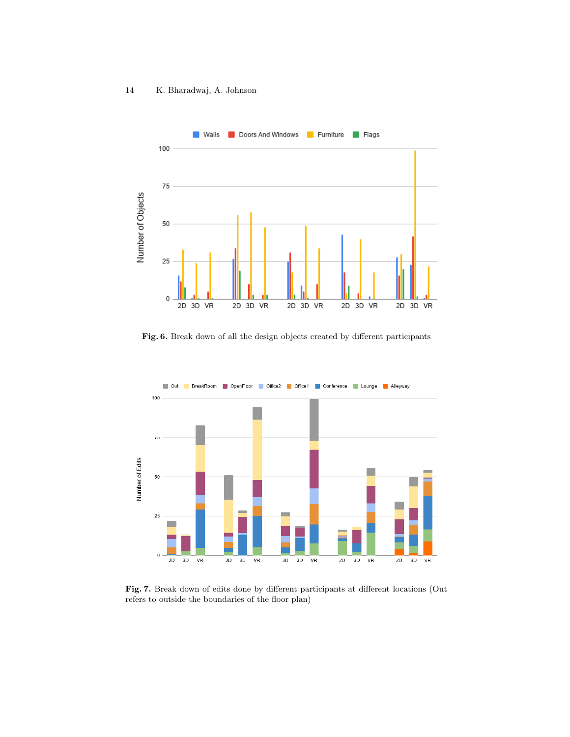**Fig. 6.** Break down of all the design objects created by different participants

**Fig. 7.** Break down of edits done by different participants at different locations (Out refers to outside the boundaries of the floor plan)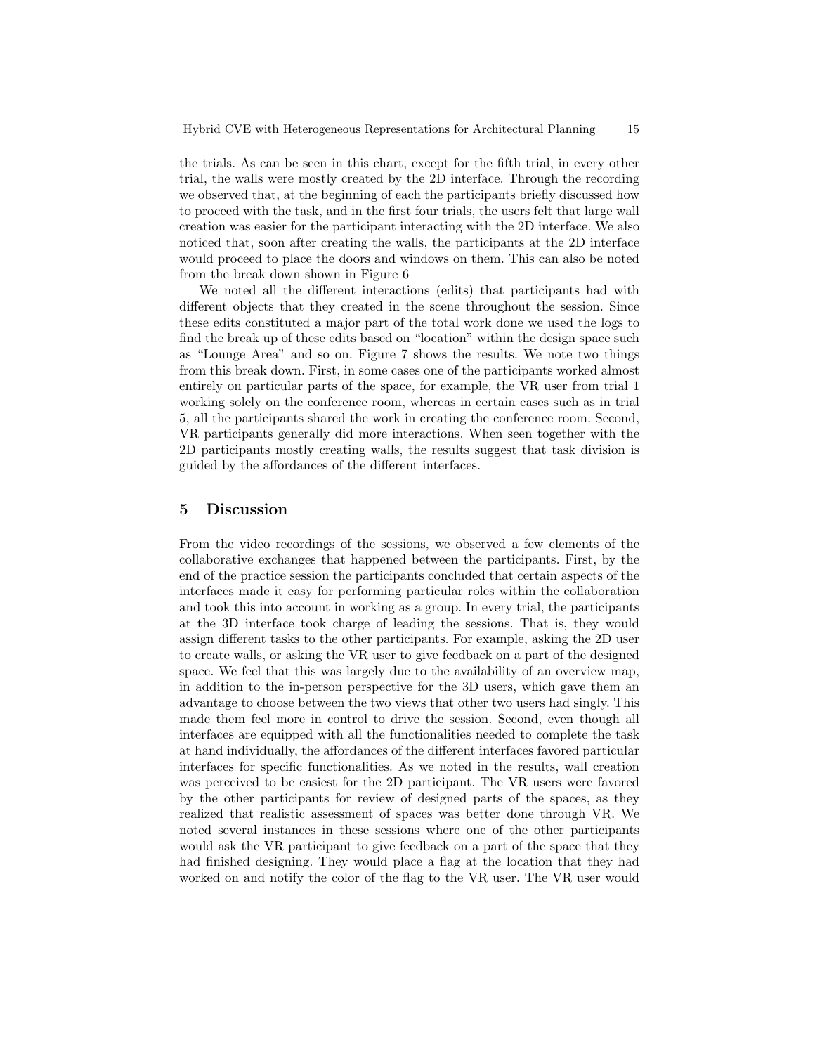the trials. As can be seen in this chart, except for the fifth trial, in every other trial, the walls were mostly created by the 2D interface. Through the recording we observed that, at the beginning of each the participants briefly discussed how to proceed with the task, and in the first four trials, the users felt that large wall creation was easier for the participant interacting with the 2D interface. We also noticed that, soon after creating the walls, the participants at the 2D interface would proceed to place the doors and windows on them. This can also be noted from the break down shown in Figure 6

We noted all the different interactions (edits) that participants had with different objects that they created in the scene throughout the session. Since these edits constituted a major part of the total work done we used the logs to find the break up of these edits based on "location" within the design space such as "Lounge Area" and so on. Figure 7 shows the results. We note two things from this break down. First, in some cases one of the participants worked almost entirely on particular parts of the space, for example, the VR user from trial 1 working solely on the conference room, whereas in certain cases such as in trial 5, all the participants shared the work in creating the conference room. Second, VR participants generally did more interactions. When seen together with the 2D participants mostly creating walls, the results suggest that task division is guided by the affordances of the different interfaces.

## 5 Discussion

From the video recordings of the sessions, we observed a few elements of the collaborative exchanges that happened between the participants. First, by the end of the practice session the participants concluded that certain aspects of the interfaces made it easy for performing particular roles within the collaboration and took this into account in working as a group. In every trial, the participants at the 3D interface took charge of leading the sessions. That is, they would assign different tasks to the other participants. For example, asking the 2D user to create walls, or asking the VR user to give feedback on a part of the designed space. We feel that this was largely due to the availability of an overview map, in addition to the in-person perspective for the 3D users, which gave them an advantage to choose between the two views that other two users had singly. This made them feel more in control to drive the session. Second, even though all interfaces are equipped with all the functionalities needed to complete the task at hand individually, the affordances of the different interfaces favored particular interfaces for specific functionalities. As we noted in the results, wall creation was perceived to be easiest for the 2D participant. The VR users were favored by the other participants for review of designed parts of the spaces, as they realized that realistic assessment of spaces was better done through VR. We noted several instances in these sessions where one of the other participants would ask the VR participant to give feedback on a part of the space that they had finished designing. They would place a flag at the location that they had worked on and notify the color of the flag to the VR user. The VR user would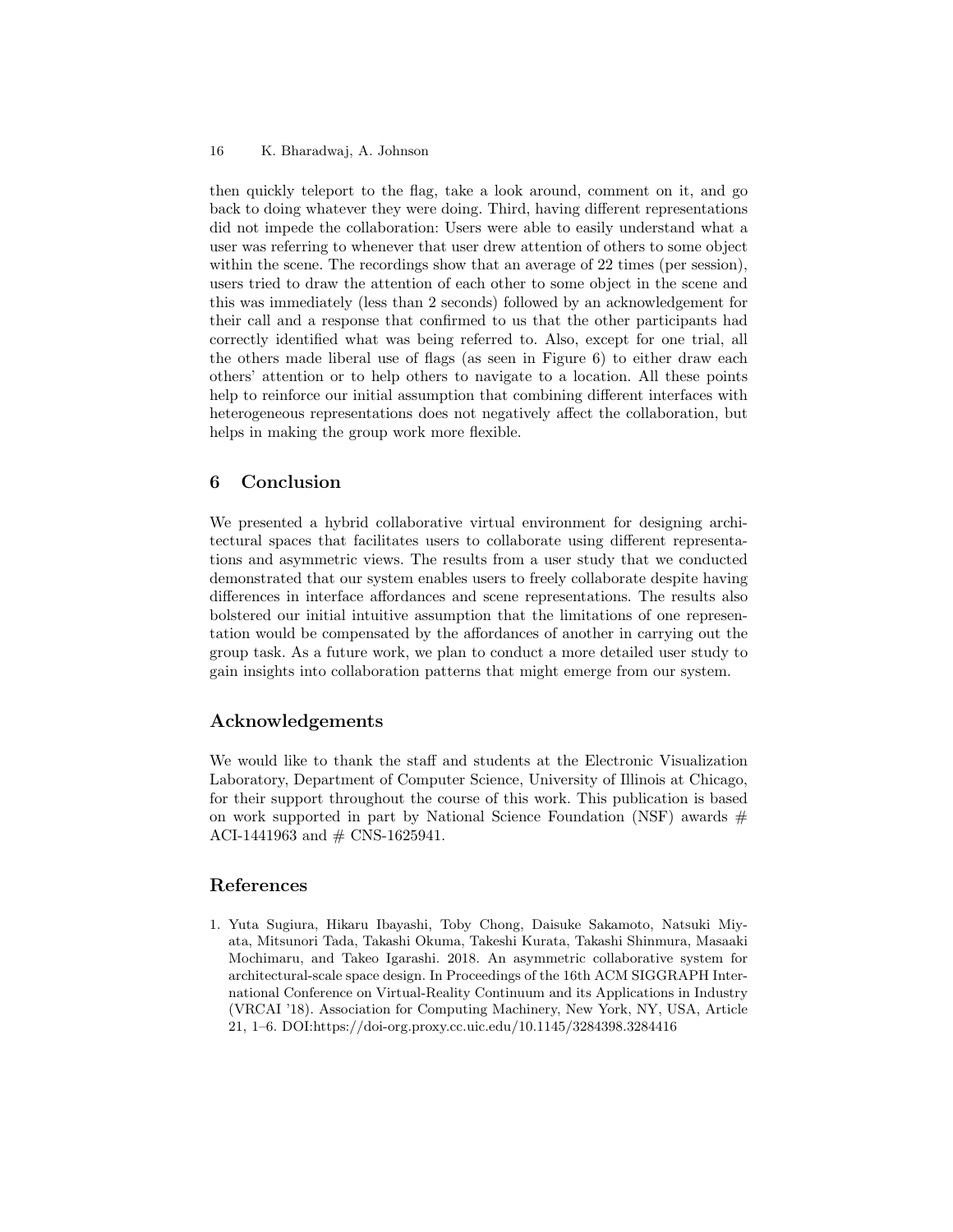then quickly teleport to the flag, take a look around, comment on it, and go back to doing whatever they were doing. Third, having different representations did not impede the collaboration: Users were able to easily understand what a user was referring to whenever that user drew attention of others to some object within the scene. The recordings show that an average of 22 times (per session), users tried to draw the attention of each other to some object in the scene and this was immediately (less than 2 seconds) followed by an acknowledgement for their call and a response that confirmed to us that the other participants had correctly identified what was being referred to. Also, except for one trial, all the others made liberal use of flags (as seen in Figure 6) to either draw each others' attention or to help others to navigate to a location. All these points help to reinforce our initial assumption that combining different interfaces with heterogeneous representations does not negatively affect the collaboration, but helps in making the group work more flexible.

## 6 Conclusion

We presented a hybrid collaborative virtual environment for designing architectural spaces that facilitates users to collaborate using different representations and asymmetric views. The results from a user study that we conducted demonstrated that our system enables users to freely collaborate despite having differences in interface affordances and scene representations. The results also bolstered our initial intuitive assumption that the limitations of one representation would be compensated by the affordances of another in carrying out the group task. As a future work, we plan to conduct a more detailed user study to gain insights into collaboration patterns that might emerge from our system.

## Acknowledgements

We would like to thank the staff and students at the Electronic Visualization Laboratory, Department of Computer Science, University of Illinois at Chicago, for their support throughout the course of this work. This publication is based on work supported in part by National Science Foundation (NSF) awards # ACI-1441963 and # CNS-1625941.

## References

1. Yuta Sugiura, Hikaru Ibayashi, Toby Chong, Daisuke Sakamoto, Natsuki Miyata, Mitsunori Tada, Takashi Okuma, Takeshi Kurata, Takashi Shinmura, Masaaki Mochimaru, and Takeo Igarashi. 2018. An asymmetric collaborative system for architectural-scale space design. In Proceedings of the 16th ACM SIGGRAPH International Conference on Virtual-Reality Continuum and its Applications in Industry (VRCAI '18). Association for Computing Machinery, New York, NY, USA, Article 21, 1–6. DOI:https://doi-org.proxy.cc.uic.edu/10.1145/3284398.3284416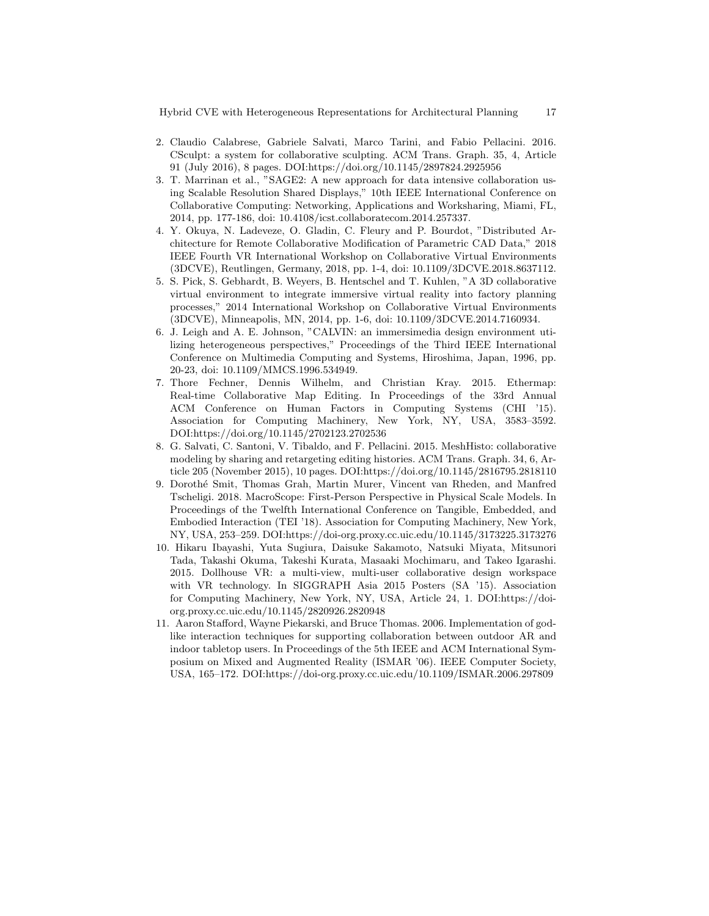2. Claudio Calabrese, Gabriele Salvati, Marco Tarini, and Fabio Pellacini. 2016. CSculpt: a system for collaborative sculpting. ACM Trans. Graph. 35, 4, Article 91 (July 2016), 8 pages. DOI:https://doi.org/10.1145/2897824.2925956
3. T. Marrinan et al., "SAGE2: A new approach for data intensive collaboration using Scalable Resolution Shared Displays," 10th IEEE International Conference on Collaborative Computing: Networking, Applications and Worksharing, Miami, FL, 2014, pp. 177-186, doi: 10.4108/icst.collaboratecom.2014.257337.
4. Y. Okuya, N. Ladeveze, O. Gladin, C. Fleury and P. Bourdot, "Distributed Architecture for Remote Collaborative Modification of Parametric CAD Data," 2018 IEEE Fourth VR International Workshop on Collaborative Virtual Environments (3DCVE), Reutlingen, Germany, 2018, pp. 1-4, doi: 10.1109/3DCVE.2018.8637112.
5. S. Pick, S. Gebhardt, B. Weyers, B. Hentschel and T. Kuhlen, "A 3D collaborative virtual environment to integrate immersive virtual reality into factory planning processes," 2014 International Workshop on Collaborative Virtual Environments (3DCVE), Minneapolis, MN, 2014, pp. 1-6, doi: 10.1109/3DCVE.2014.7160934.
6. J. Leigh and A. E. Johnson, "CALVIN: an immersimedia design environment utilizing heterogeneous perspectives," Proceedings of the Third IEEE International Conference on Multimedia Computing and Systems, Hiroshima, Japan, 1996, pp. 20-23, doi: 10.1109/MMCS.1996.534949.
7. Thore Fechner, Dennis Wilhelm, and Christian Kray. 2015. Ethermap: Real-time Collaborative Map Editing. In Proceedings of the 33rd Annual ACM Conference on Human Factors in Computing Systems (CHI '15). Association for Computing Machinery, New York, NY, USA, 3583–3592. DOI:https://doi.org/10.1145/2702123.2702536
8. G. Salvati, C. Santoni, V. Tibaldo, and F. Pellacini. 2015. MeshHisto: collaborative modeling by sharing and retargeting editing histories. ACM Trans. Graph. 34, 6, Article 205 (November 2015), 10 pages. DOI:https://doi.org/10.1145/2816795.2818110
9. Dorothé Smit, Thomas Grah, Martin Murer, Vincent van Rheden, and Manfred Tscheligi. 2018. MacroScope: First-Person Perspective in Physical Scale Models. In Proceedings of the Twelfth International Conference on Tangible, Embedded, and Embodied Interaction (TEI '18). Association for Computing Machinery, New York, NY, USA, 253–259. DOI:https://doi-org.proxy.cc.uic.edu/10.1145/3173225.3173276
10. Hikaru Ibayashi, Yuta Sugiura, Daisuke Sakamoto, Natsuki Miyata, Mitsunori Tada, Takashi Okuma, Takeshi Kurata, Masaaki Mochimaru, and Takeo Igarashi. 2015. Dollhouse VR: a multi-view, multi-user collaborative design workspace with VR technology. In SIGGRAPH Asia 2015 Posters (SA '15). Association for Computing Machinery, New York, NY, USA, Article 24, 1. DOI:https://doi-org.proxy.cc.uic.edu/10.1145/2820926.2820948
11. Aaron Stafford, Wayne Piekarski, and Bruce Thomas. 2006. Implementation of god-like interaction techniques for supporting collaboration between outdoor AR and indoor tabletop users. In Proceedings of the 5th IEEE and ACM International Symposium on Mixed and Augmented Reality (ISMAR '06). IEEE Computer Society, USA, 165–172. DOI:https://doi-org.proxy.cc.uic.edu/10.1109/ISMAR.2006.297809